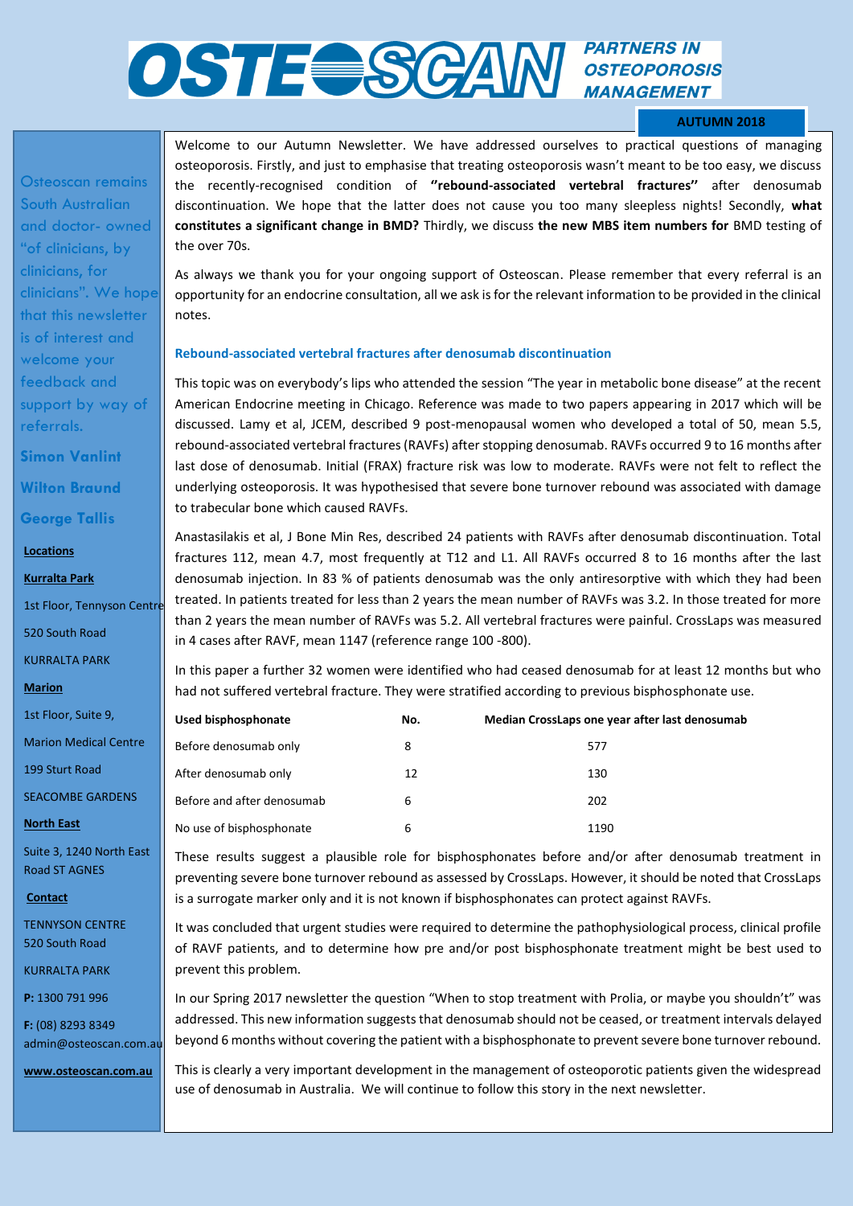# OSTEOSCAN PARTNERS IN OSTEOPOROSIS MANAGEMENT

**AUTUMN 2018**

Osteoscan remains South Australian and doctor- owned "of clinicians, by clinicians, for clinicians". We hope that this newsletter is of interest and welcome your feedback and support by way of referrals.

**Simon Vanlint**

**Wilton Braund**

**George Tallis**

**Locations**

**Kurralta Park**

1st Floor, Tennyson Centre

520 South Road

KURRALTA PARK

**Marion**

1st Floor, Suite 9,

Marion Medical Centre

199 Sturt Road

SEACOMBE GARDENS

**North East**

Suite 3, 1240 North East Road ST AGNES

**Contact**

TENNYSON CENTRE
520 South Road

KURRALTA PARK

**P:** 1300 791 996

**F:** (08) 8293 8349
admin@osteoscan.com.au

**www.osteoscan.com.au**

Welcome to our Autumn Newsletter. We have addressed ourselves to practical questions of managing osteoporosis. Firstly, and just to emphasise that treating osteoporosis wasn't meant to be too easy, we discuss the recently-recognised condition of **"rebound-associated vertebral fractures"** after denosumab discontinuation. We hope that the latter does not cause you too many sleepless nights! Secondly, **what constitutes a significant change in BMD?** Thirdly, we discuss **the new MBS item numbers for** BMD testing of the over 70s.

As always we thank you for your ongoing support of Osteoscan. Please remember that every referral is an opportunity for an endocrine consultation, all we ask is for the relevant information to be provided in the clinical notes.

### Rebound-associated vertebral fractures after denosumab discontinuation

This topic was on everybody's lips who attended the session "The year in metabolic bone disease" at the recent American Endocrine meeting in Chicago. Reference was made to two papers appearing in 2017 which will be discussed. Lamy et al, JCEM, described 9 post-menopausal women who developed a total of 50, mean 5.5, rebound-associated vertebral fractures (RAVFs) after stopping denosumab. RAVFs occurred 9 to 16 months after last dose of denosumab. Initial (FRAX) fracture risk was low to moderate. RAVFs were not felt to reflect the underlying osteoporosis. It was hypothesised that severe bone turnover rebound was associated with damage to trabecular bone which caused RAVFs.

Anastasilakis et al, J Bone Min Res, described 24 patients with RAVFs after denosumab discontinuation. Total fractures 112, mean 4.7, most frequently at T12 and L1. All RAVFs occurred 8 to 16 months after the last denosumab injection. In 83 % of patients denosumab was the only antiresorptive with which they had been treated. In patients treated for less than 2 years the mean number of RAVFs was 3.2. In those treated for more than 2 years the mean number of RAVFs was 5.2. All vertebral fractures were painful. CrossLaps was measured in 4 cases after RAVF, mean 1147 (reference range 100 -800).

In this paper a further 32 women were identified who had ceased denosumab for at least 12 months but who had not suffered vertebral fracture. They were stratified according to previous bisphosphonate use.

| Used bisphosphonate | No. | Median CrossLaps one year after last denosumab |
|---|---|---|
| Before denosumab only | 8 | 577 |
| After denosumab only | 12 | 130 |
| Before and after denosumab | 6 | 202 |
| No use of bisphosphonate | 6 | 1190 |

These results suggest a plausible role for bisphosphonates before and/or after denosumab treatment in preventing severe bone turnover rebound as assessed by CrossLaps. However, it should be noted that CrossLaps is a surrogate marker only and it is not known if bisphosphonates can protect against RAVFs.

It was concluded that urgent studies were required to determine the pathophysiological process, clinical profile of RAVF patients, and to determine how pre and/or post bisphosphonate treatment might be best used to prevent this problem.

In our Spring 2017 newsletter the question "When to stop treatment with Prolia, or maybe you shouldn't" was addressed. This new information suggests that denosumab should not be ceased, or treatment intervals delayed beyond 6 months without covering the patient with a bisphosphonate to prevent severe bone turnover rebound.

This is clearly a very important development in the management of osteoporotic patients given the widespread use of denosumab in Australia. We will continue to follow this story in the next newsletter.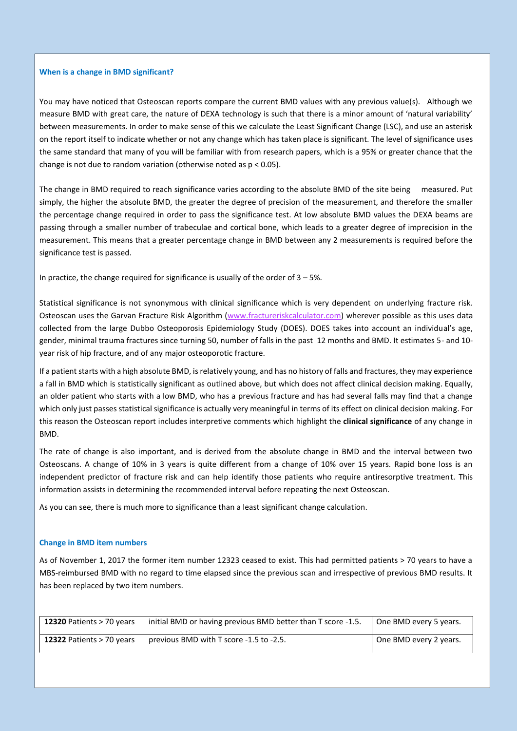### When is a change in BMD significant?

You may have noticed that Osteoscan reports compare the current BMD values with any previous value(s). Although we measure BMD with great care, the nature of DEXA technology is such that there is a minor amount of 'natural variability' between measurements. In order to make sense of this we calculate the Least Significant Change (LSC), and use an asterisk on the report itself to indicate whether or not any change which has taken place is significant. The level of significance uses the same standard that many of you will be familiar with from research papers, which is a 95% or greater chance that the change is not due to random variation (otherwise noted as $p < 0.05$).

The change in BMD required to reach significance varies according to the absolute BMD of the site being measured. Put simply, the higher the absolute BMD, the greater the degree of precision of the measurement, and therefore the smaller the percentage change required in order to pass the significance test. At low absolute BMD values the DEXA beams are passing through a smaller number of trabeculae and cortical bone, which leads to a greater degree of imprecision in the measurement. This means that a greater percentage change in BMD between any 2 measurements is required before the significance test is passed.

In practice, the change required for significance is usually of the order of 3 – 5%.

Statistical significance is not synonymous with clinical significance which is very dependent on underlying fracture risk. Osteoscan uses the Garvan Fracture Risk Algorithm (www.fractureriskcalculator.com) wherever possible as this uses data collected from the large Dubbo Osteoporosis Epidemiology Study (DOES). DOES takes into account an individual's age, gender, minimal trauma fractures since turning 50, number of falls in the past 12 months and BMD. It estimates 5- and 10-year risk of hip fracture, and of any major osteoporotic fracture.

If a patient starts with a high absolute BMD, is relatively young, and has no history of falls and fractures, they may experience a fall in BMD which is statistically significant as outlined above, but which does not affect clinical decision making. Equally, an older patient who starts with a low BMD, who has a previous fracture and has had several falls may find that a change which only just passes statistical significance is actually very meaningful in terms of its effect on clinical decision making. For this reason the Osteoscan report includes interpretive comments which highlight the **clinical significance** of any change in BMD.

The rate of change is also important, and is derived from the absolute change in BMD and the interval between two Osteoscans. A change of 10% in 3 years is quite different from a change of 10% over 15 years. Rapid bone loss is an independent predictor of fracture risk and can help identify those patients who require antiresorptive treatment. This information assists in determining the recommended interval before repeating the next Osteoscan.

As you can see, there is much more to significance than a least significant change calculation.

### Change in BMD item numbers

As of November 1, 2017 the former item number 12323 ceased to exist. This had permitted patients > 70 years to have a MBS-reimbursed BMD with no regard to time elapsed since the previous scan and irrespective of previous BMD results. It has been replaced by two item numbers.

| | | |
|---|---|---|
| **12320** Patients > 70 years | initial BMD or having previous BMD better than T score -1.5. | One BMD every 5 years. |
| **12322** Patients > 70 years | previous BMD with T score -1.5 to -2.5. | One BMD every 2 years. |